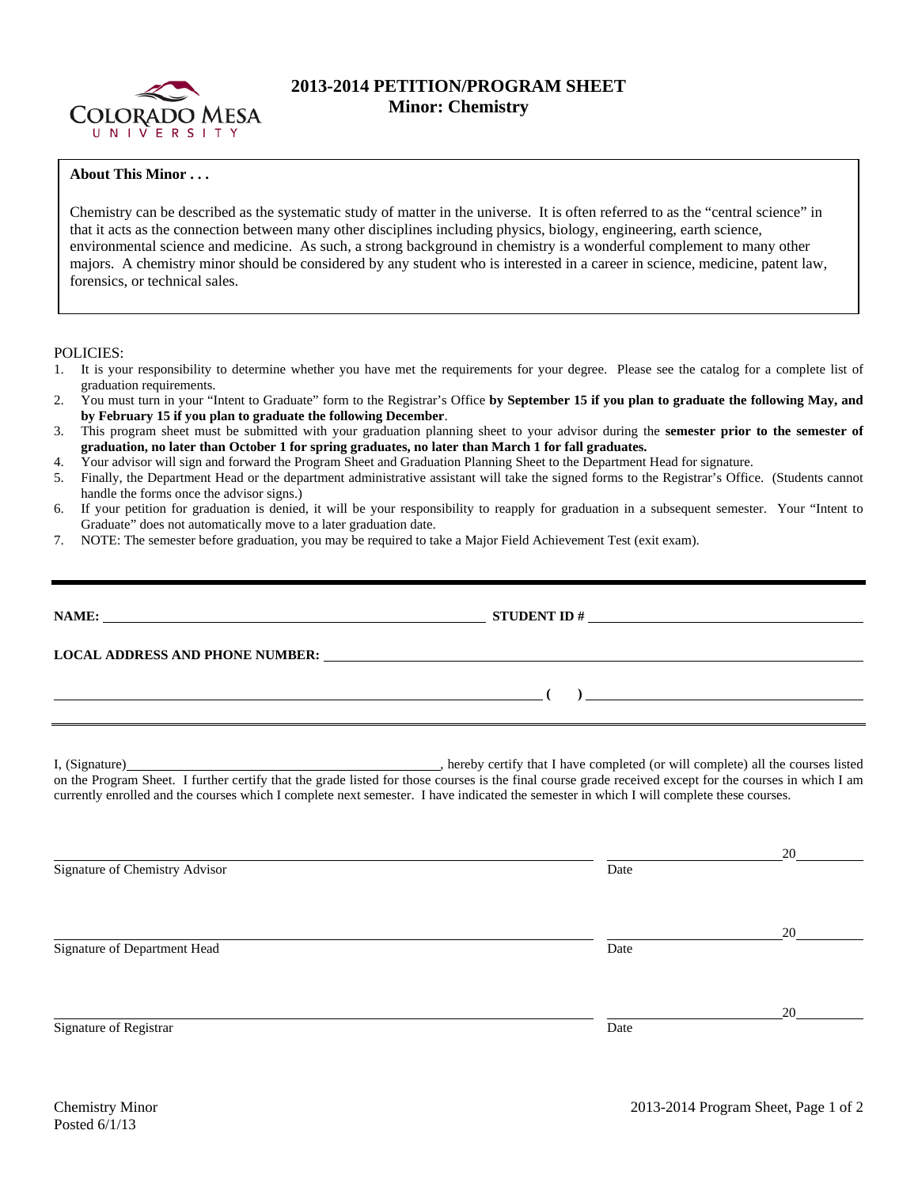# 2013-2014 PETITION/PROGRAM SHEET
## Minor: Chemistry

**About This Minor . . .**

Chemistry can be described as the systematic study of matter in the universe. It is often referred to as the "central science" in that it acts as the connection between many other disciplines including physics, biology, engineering, earth science, environmental science and medicine. As such, a strong background in chemistry is a wonderful complement to many other majors. A chemistry minor should be considered by any student who is interested in a career in science, medicine, patent law, forensics, or technical sales.

POLICIES:

1. It is your responsibility to determine whether you have met the requirements for your degree. Please see the catalog for a complete list of graduation requirements.
2. You must turn in your "Intent to Graduate" form to the Registrar's Office **by September 15 if you plan to graduate the following May, and by February 15 if you plan to graduate the following December**.
3. This program sheet must be submitted with your graduation planning sheet to your advisor during the **semester prior to the semester of graduation, no later than October 1 for spring graduates, no later than March 1 for fall graduates.**
4. Your advisor will sign and forward the Program Sheet and Graduation Planning Sheet to the Department Head for signature.
5. Finally, the Department Head or the department administrative assistant will take the signed forms to the Registrar's Office. (Students cannot handle the forms once the advisor signs.)
6. If your petition for graduation is denied, it will be your responsibility to reapply for graduation in a subsequent semester. Your "Intent to Graduate" does not automatically move to a later graduation date.
7. NOTE: The semester before graduation, you may be required to take a Major Field Achievement Test (exit exam).

---

**NAME:** ______________________________ **STUDENT ID #** ______________________________

**LOCAL ADDRESS AND PHONE NUMBER:** ______________________________

______________________________ **( )** ______________________________

---

I, (Signature)______________________________, hereby certify that I have completed (or will complete) all the courses listed on the Program Sheet. I further certify that the grade listed for those courses is the final course grade received except for the courses in which I am currently enrolled and the courses which I complete next semester. I have indicated the semester in which I will complete these courses.

______________________________ ______________________________ 20______
Signature of Chemistry Advisor Date

______________________________ ______________________________ 20______
Signature of Department Head Date

______________________________ ______________________________ 20______
Signature of Registrar Date

Chemistry Minor
Posted 6/1/13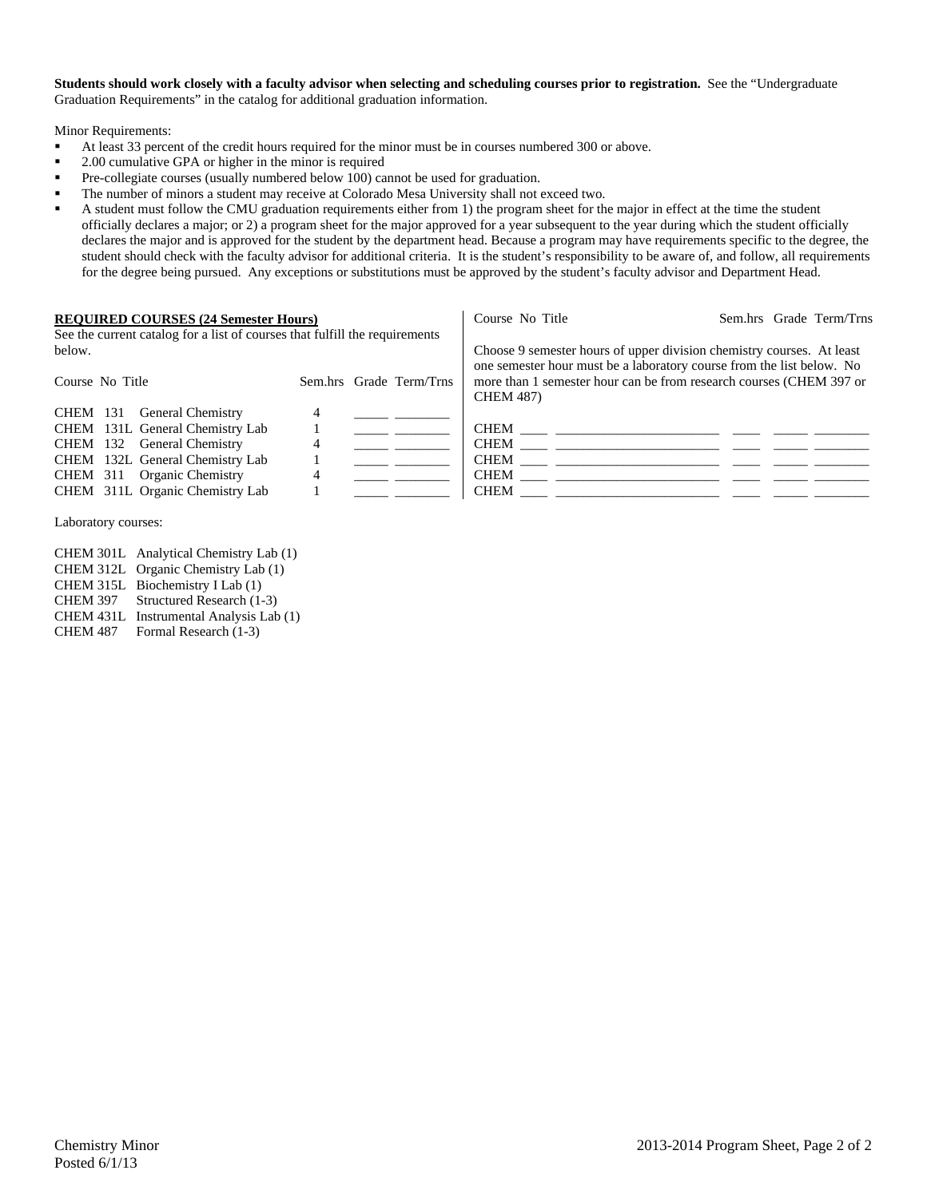**Students should work closely with a faculty advisor when selecting and scheduling courses prior to registration.** See the "Undergraduate Graduation Requirements" in the catalog for additional graduation information.

Minor Requirements:

- At least 33 percent of the credit hours required for the minor must be in courses numbered 300 or above.
- 2.00 cumulative GPA or higher in the minor is required
- Pre-collegiate courses (usually numbered below 100) cannot be used for graduation.
- The number of minors a student may receive at Colorado Mesa University shall not exceed two.
- A student must follow the CMU graduation requirements either from 1) the program sheet for the major in effect at the time the student officially declares a major; or 2) a program sheet for the major approved for a year subsequent to the year during which the student officially declares the major and is approved for the student by the department head. Because a program may have requirements specific to the degree, the student should check with the faculty advisor for additional criteria. It is the student's responsibility to be aware of, and follow, all requirements for the degree being pursued. Any exceptions or substitutions must be approved by the student's faculty advisor and Department Head.

**REQUIRED COURSES (24 Semester Hours)**

See the current catalog for a list of courses that fulfill the requirements below.

| Course | No | Title | Sem.hrs | Grade | Term/Trns |
|---|---|---|---|---|---|
| CHEM | 131 | General Chemistry | 4 | _____ | ________ |
| CHEM | 131L | General Chemistry Lab | 1 | _____ | ________ |
| CHEM | 132 | General Chemistry | 4 | _____ | ________ |
| CHEM | 132L | General Chemistry Lab | 1 | _____ | ________ |
| CHEM | 311 | Organic Chemistry | 4 | _____ | ________ |
| CHEM | 311L | Organic Chemistry Lab | 1 | _____ | ________ |

Choose 9 semester hours of upper division chemistry courses. At least one semester hour must be a laboratory course from the list below. No more than 1 semester hour can be from research courses (CHEM 397 or CHEM 487)

| Course | No | Title | Sem.hrs | Grade | Term/Trns |
|---|---|---|---|---|---|
| CHEM | ____ | ________________________ | ____ | _____ | ________ |
| CHEM | ____ | ________________________ | ____ | _____ | ________ |
| CHEM | ____ | ________________________ | ____ | _____ | ________ |
| CHEM | ____ | ________________________ | ____ | _____ | ________ |
| CHEM | ____ | ________________________ | ____ | _____ | ________ |

Laboratory courses:

CHEM 301L Analytical Chemistry Lab (1)
CHEM 312L Organic Chemistry Lab (1)
CHEM 315L Biochemistry I Lab (1)
CHEM 397 Structured Research (1-3)
CHEM 431L Instrumental Analysis Lab (1)
CHEM 487 Formal Research (1-3)